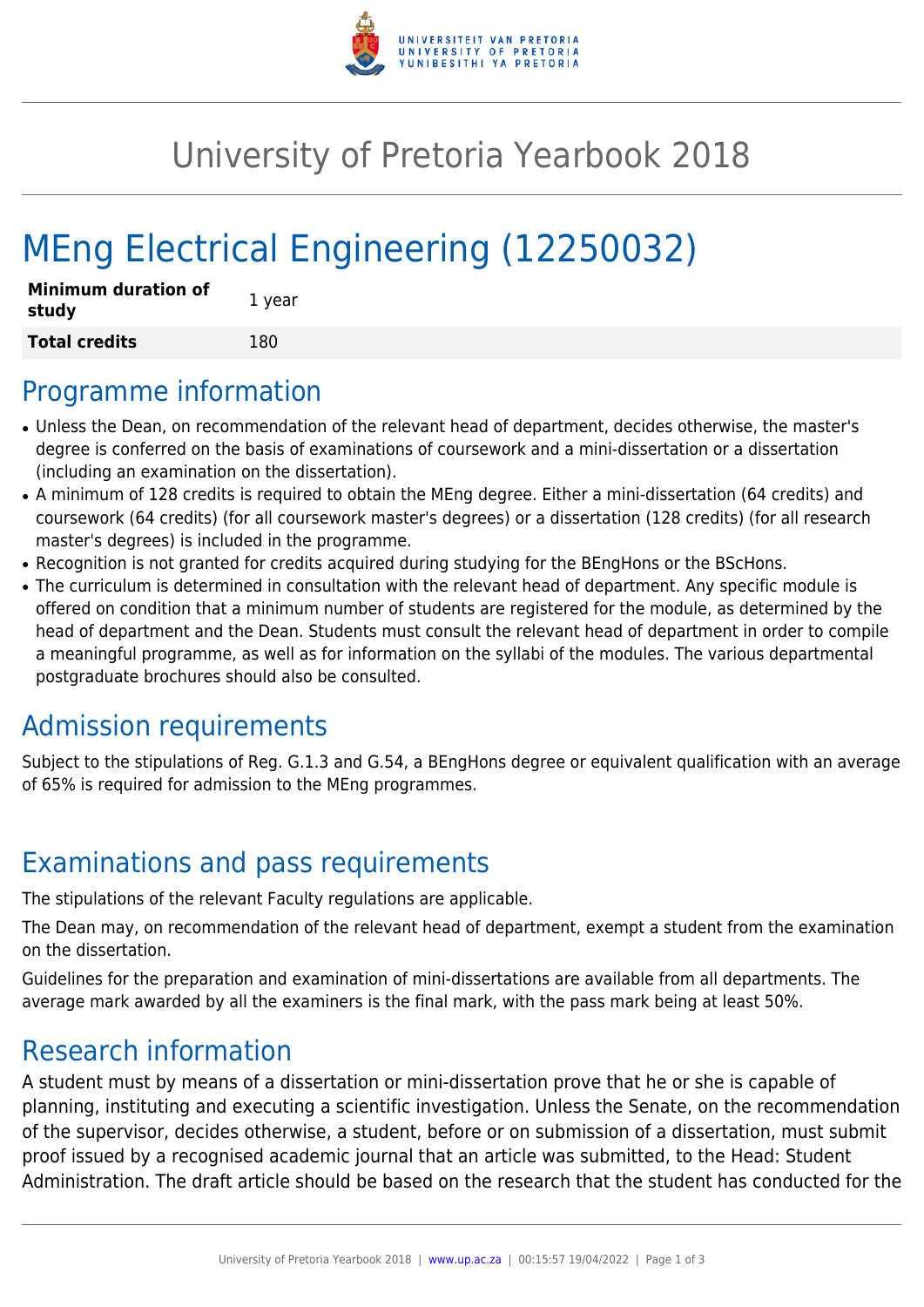# University of Pretoria Yearbook 2018

# MEng Electrical Engineering (12250032)

| **Minimum duration of study** | 1 year |
| --- | --- |
| **Total credits** | 180 |

## Programme information

- Unless the Dean, on recommendation of the relevant head of department, decides otherwise, the master's degree is conferred on the basis of examinations of coursework and a mini-dissertation or a dissertation (including an examination on the dissertation).
- A minimum of 128 credits is required to obtain the MEng degree. Either a mini-dissertation (64 credits) and coursework (64 credits) (for all coursework master's degrees) or a dissertation (128 credits) (for all research master's degrees) is included in the programme.
- Recognition is not granted for credits acquired during studying for the BEngHons or the BScHons.
- The curriculum is determined in consultation with the relevant head of department. Any specific module is offered on condition that a minimum number of students are registered for the module, as determined by the head of department and the Dean. Students must consult the relevant head of department in order to compile a meaningful programme, as well as for information on the syllabi of the modules. The various departmental postgraduate brochures should also be consulted.

## Admission requirements

Subject to the stipulations of Reg. G.1.3 and G.54, a BEngHons degree or equivalent qualification with an average of 65% is required for admission to the MEng programmes.

## Examinations and pass requirements

The stipulations of the relevant Faculty regulations are applicable.

The Dean may, on recommendation of the relevant head of department, exempt a student from the examination on the dissertation.

Guidelines for the preparation and examination of mini-dissertations are available from all departments. The average mark awarded by all the examiners is the final mark, with the pass mark being at least 50%.

## Research information

A student must by means of a dissertation or mini-dissertation prove that he or she is capable of planning, instituting and executing a scientific investigation. Unless the Senate, on the recommendation of the supervisor, decides otherwise, a student, before or on submission of a dissertation, must submit proof issued by a recognised academic journal that an article was submitted, to the Head: Student Administration. The draft article should be based on the research that the student has conducted for the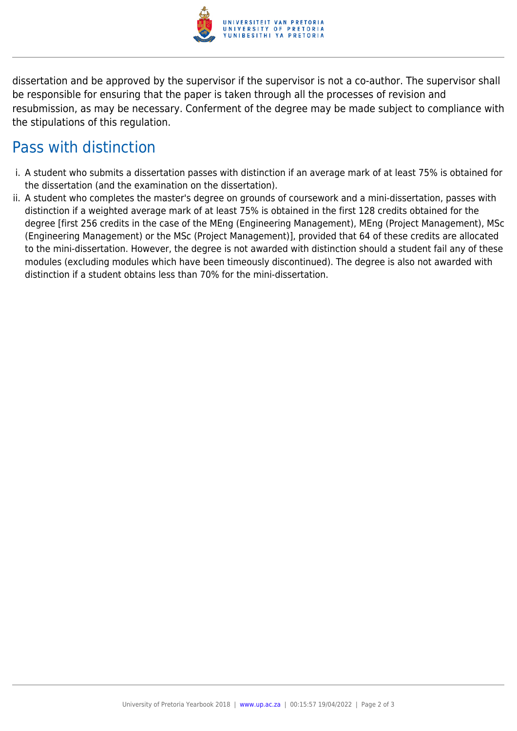dissertation and be approved by the supervisor if the supervisor is not a co-author. The supervisor shall be responsible for ensuring that the paper is taken through all the processes of revision and resubmission, as may be necessary. Conferment of the degree may be made subject to compliance with the stipulations of this regulation.

## Pass with distinction

i. A student who submits a dissertation passes with distinction if an average mark of at least 75% is obtained for the dissertation (and the examination on the dissertation).
ii. A student who completes the master's degree on grounds of coursework and a mini-dissertation, passes with distinction if a weighted average mark of at least 75% is obtained in the first 128 credits obtained for the degree [first 256 credits in the case of the MEng (Engineering Management), MEng (Project Management), MSc (Engineering Management) or the MSc (Project Management)], provided that 64 of these credits are allocated to the mini-dissertation. However, the degree is not awarded with distinction should a student fail any of these modules (excluding modules which have been timeously discontinued). The degree is also not awarded with distinction if a student obtains less than 70% for the mini-dissertation.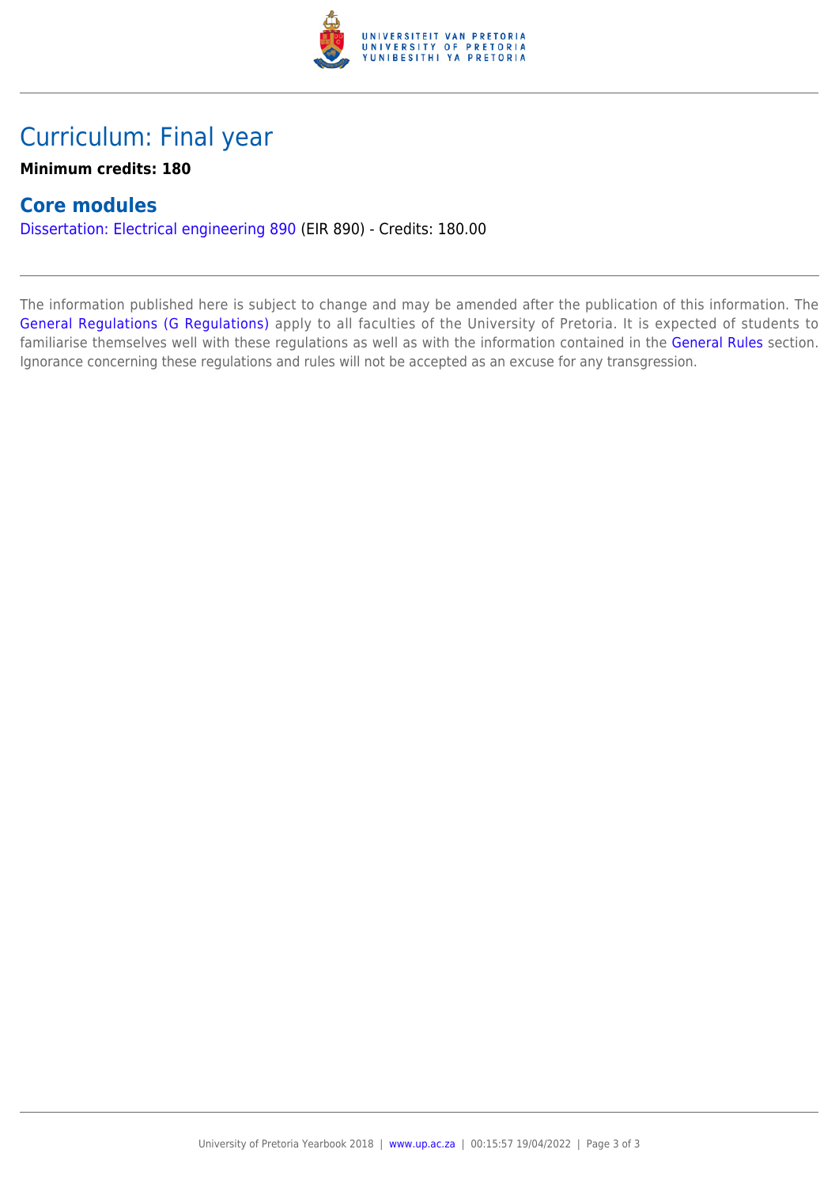# Curriculum: Final year

**Minimum credits: 180**

## Core modules

Dissertation: Electrical engineering 890 (EIR 890) - Credits: 180.00

The information published here is subject to change and may be amended after the publication of this information. The General Regulations (G Regulations) apply to all faculties of the University of Pretoria. It is expected of students to familiarise themselves well with these regulations as well as with the information contained in the General Rules section. Ignorance concerning these regulations and rules will not be accepted as an excuse for any transgression.